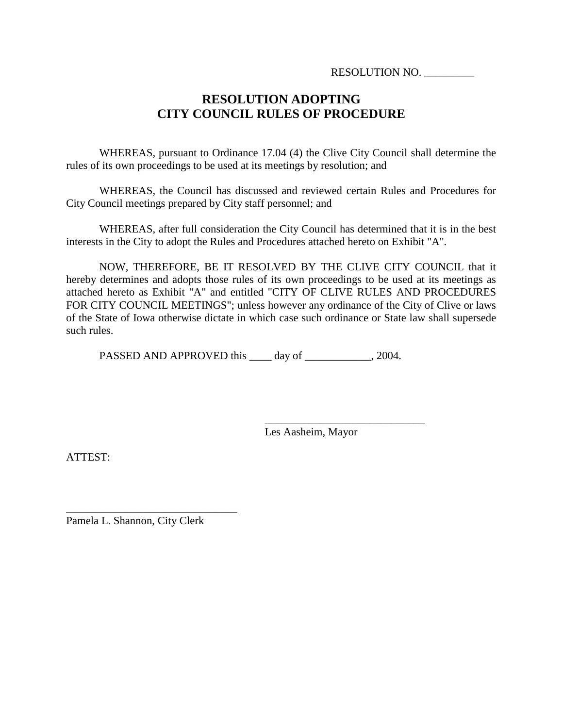RESOLUTION NO. _________

# RESOLUTION ADOPTING
# CITY COUNCIL RULES OF PROCEDURE

WHEREAS, pursuant to Ordinance 17.04 (4) the Clive City Council shall determine the rules of its own proceedings to be used at its meetings by resolution; and

WHEREAS, the Council has discussed and reviewed certain Rules and Procedures for City Council meetings prepared by City staff personnel; and

WHEREAS, after full consideration the City Council has determined that it is in the best interests in the City to adopt the Rules and Procedures attached hereto on Exhibit "A".

NOW, THEREFORE, BE IT RESOLVED BY THE CLIVE CITY COUNCIL that it hereby determines and adopts those rules of its own proceedings to be used at its meetings as attached hereto as Exhibit "A" and entitled "CITY OF CLIVE RULES AND PROCEDURES FOR CITY COUNCIL MEETINGS"; unless however any ordinance of the City of Clive or laws of the State of Iowa otherwise dictate in which case such ordinance or State law shall supersede such rules.

PASSED AND APPROVED this ____ day of ____________, 2004.

_____________________________
Les Aasheim, Mayor

ATTEST:

_______________________________
Pamela L. Shannon, City Clerk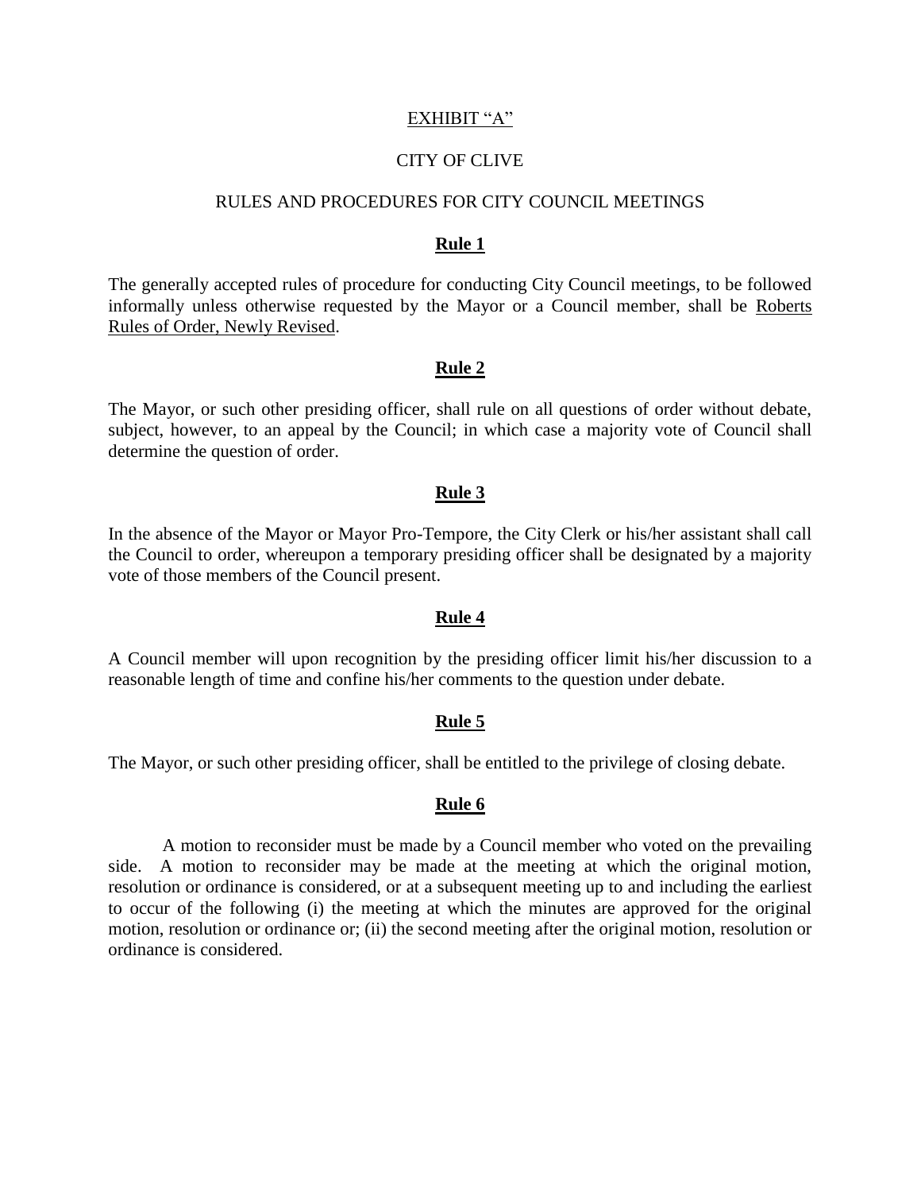EXHIBIT "A"

CITY OF CLIVE

RULES AND PROCEDURES FOR CITY COUNCIL MEETINGS

**Rule 1**

The generally accepted rules of procedure for conducting City Council meetings, to be followed informally unless otherwise requested by the Mayor or a Council member, shall be Roberts Rules of Order, Newly Revised.

**Rule 2**

The Mayor, or such other presiding officer, shall rule on all questions of order without debate, subject, however, to an appeal by the Council; in which case a majority vote of Council shall determine the question of order.

**Rule 3**

In the absence of the Mayor or Mayor Pro-Tempore, the City Clerk or his/her assistant shall call the Council to order, whereupon a temporary presiding officer shall be designated by a majority vote of those members of the Council present.

**Rule 4**

A Council member will upon recognition by the presiding officer limit his/her discussion to a reasonable length of time and confine his/her comments to the question under debate.

**Rule 5**

The Mayor, or such other presiding officer, shall be entitled to the privilege of closing debate.

**Rule 6**

A motion to reconsider must be made by a Council member who voted on the prevailing side. A motion to reconsider may be made at the meeting at which the original motion, resolution or ordinance is considered, or at a subsequent meeting up to and including the earliest to occur of the following (i) the meeting at which the minutes are approved for the original motion, resolution or ordinance or; (ii) the second meeting after the original motion, resolution or ordinance is considered.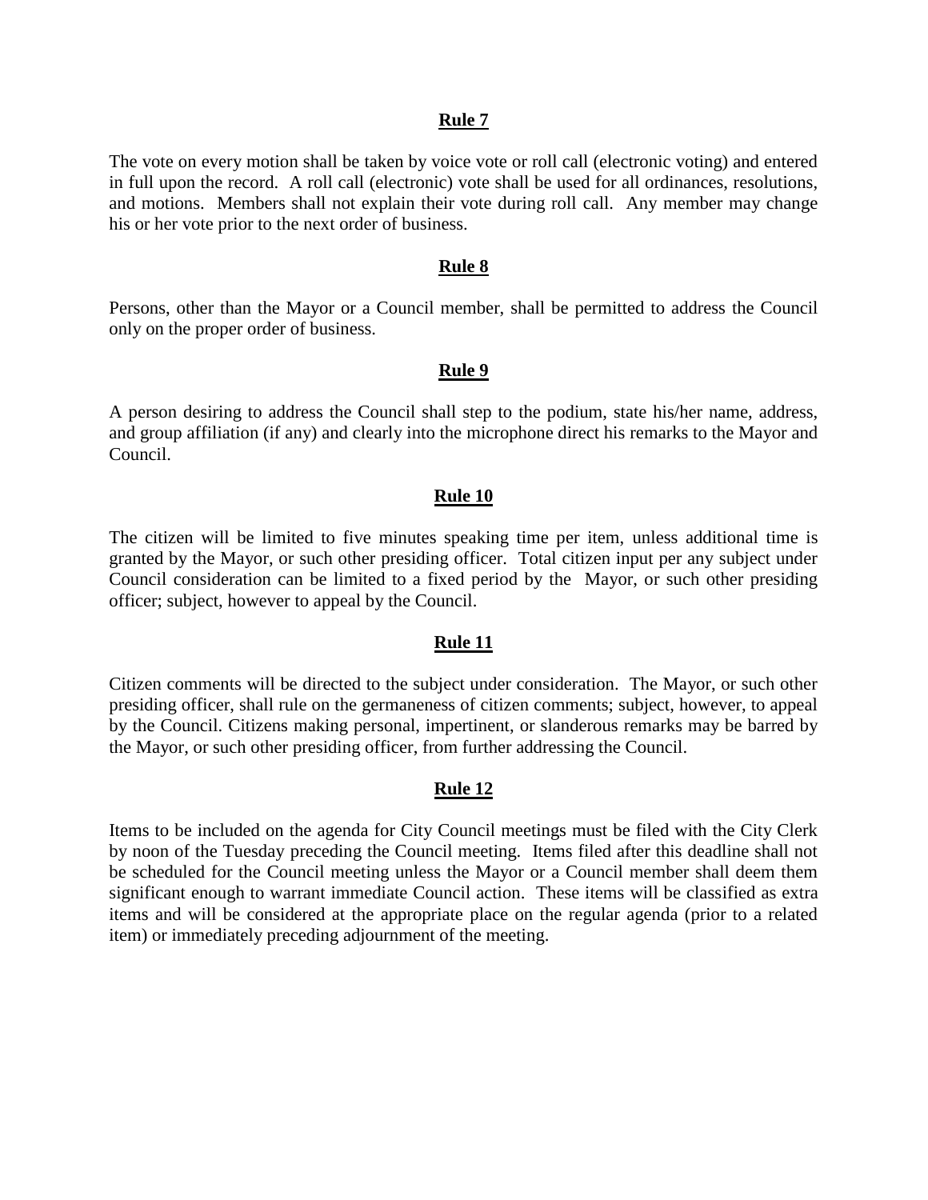**Rule 7**

The vote on every motion shall be taken by voice vote or roll call (electronic voting) and entered in full upon the record. A roll call (electronic) vote shall be used for all ordinances, resolutions, and motions. Members shall not explain their vote during roll call. Any member may change his or her vote prior to the next order of business.

**Rule 8**

Persons, other than the Mayor or a Council member, shall be permitted to address the Council only on the proper order of business.

**Rule 9**

A person desiring to address the Council shall step to the podium, state his/her name, address, and group affiliation (if any) and clearly into the microphone direct his remarks to the Mayor and Council.

**Rule 10**

The citizen will be limited to five minutes speaking time per item, unless additional time is granted by the Mayor, or such other presiding officer. Total citizen input per any subject under Council consideration can be limited to a fixed period by the Mayor, or such other presiding officer; subject, however to appeal by the Council.

**Rule 11**

Citizen comments will be directed to the subject under consideration. The Mayor, or such other presiding officer, shall rule on the germaneness of citizen comments; subject, however, to appeal by the Council. Citizens making personal, impertinent, or slanderous remarks may be barred by the Mayor, or such other presiding officer, from further addressing the Council.

**Rule 12**

Items to be included on the agenda for City Council meetings must be filed with the City Clerk by noon of the Tuesday preceding the Council meeting. Items filed after this deadline shall not be scheduled for the Council meeting unless the Mayor or a Council member shall deem them significant enough to warrant immediate Council action. These items will be classified as extra items and will be considered at the appropriate place on the regular agenda (prior to a related item) or immediately preceding adjournment of the meeting.